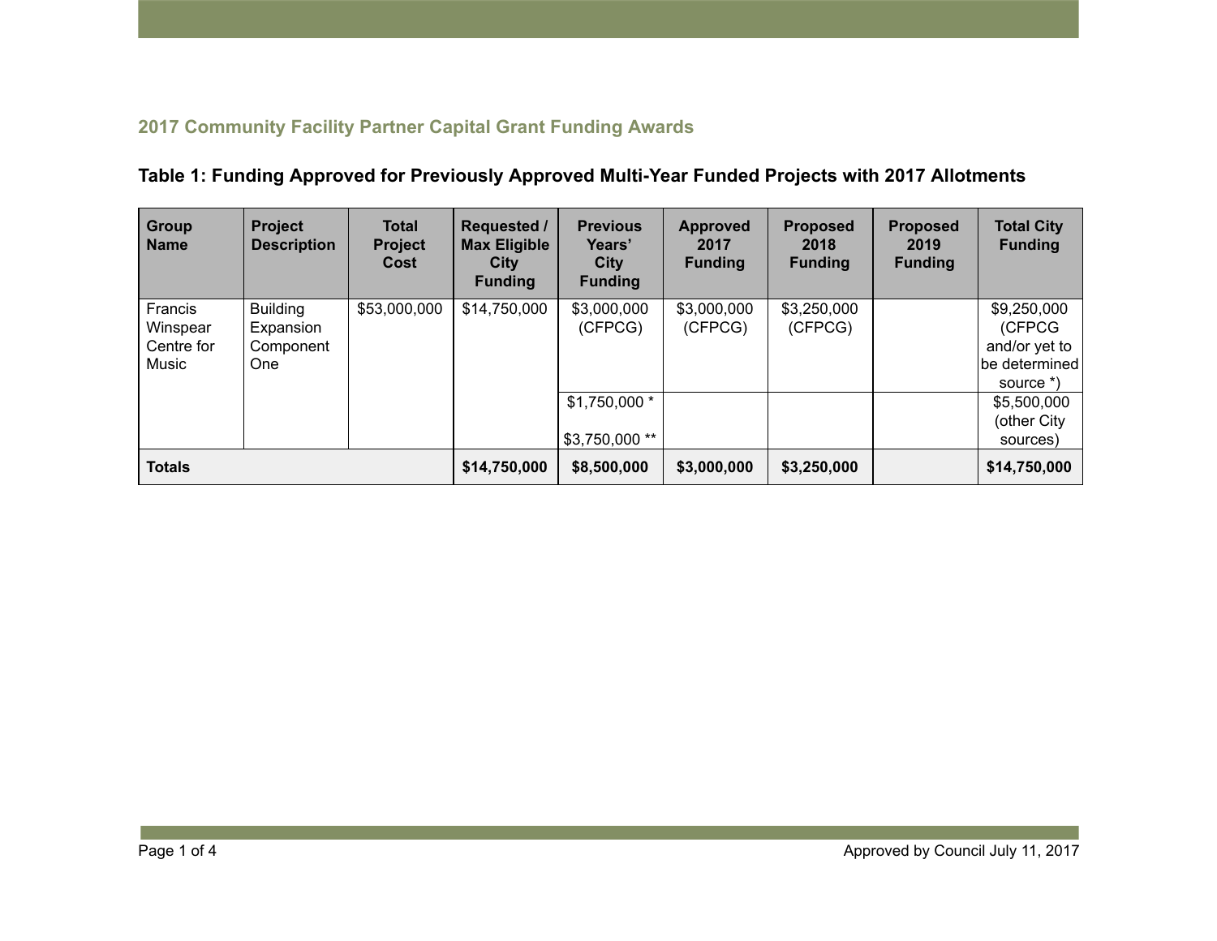## 2017 Community Facility Partner Capital Grant Funding Awards

### Table 1: Funding Approved for Previously Approved Multi-Year Funded Projects with 2017 Allotments

| Group Name | Project Description | Total Project Cost | Requested / Max Eligible City Funding | Previous Years' City Funding | Approved 2017 Funding | Proposed 2018 Funding | Proposed 2019 Funding | Total City Funding |
|---|---|---|---|---|---|---|---|---|
| Francis Winspear Centre for Music | Building Expansion Component One | $53,000,000 | $14,750,000 | $3,000,000 (CFPCG) | $3,000,000 (CFPCG) | $3,250,000 (CFPCG) | | $9,250,000 (CFPCG and/or yet to be determined source *) |
| | | | | $1,750,000 * <br> $3,750,000 ** | | | | $5,500,000 (other City sources) |
| **Totals** | | | **$14,750,000** | **$8,500,000** | **$3,000,000** | **$3,250,000** | | **$14,750,000** |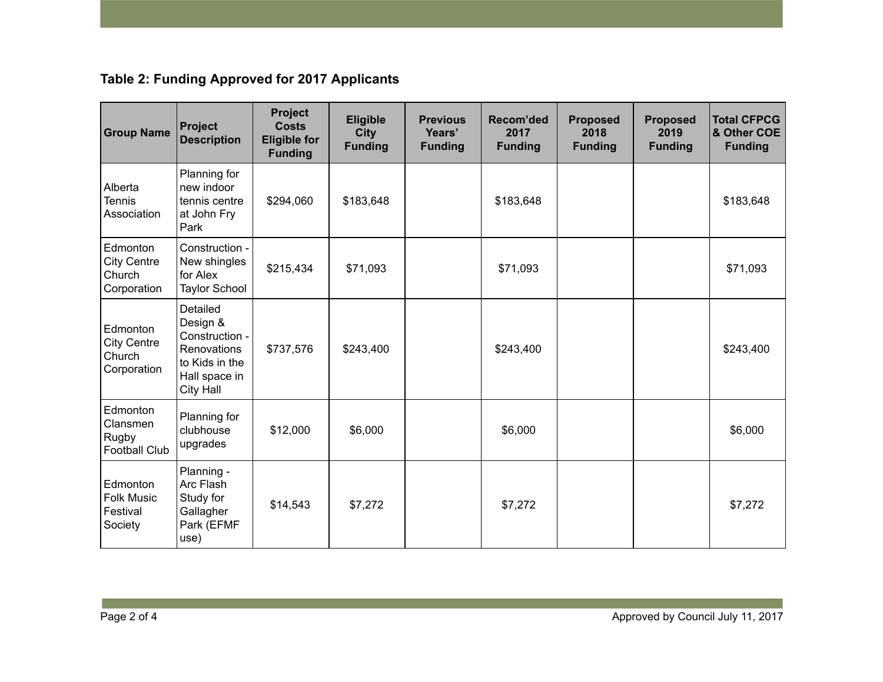**Table 2: Funding Approved for 2017 Applicants**

| Group Name | Project Description | Project Costs Eligible for Funding | Eligible City Funding | Previous Years' Funding | Recom'ded 2017 Funding | Proposed 2018 Funding | Proposed 2019 Funding | Total CFPCG & Other COE Funding |
|---|---|---|---|---|---|---|---|---|
| Alberta Tennis Association | Planning for new indoor tennis centre at John Fry Park | $294,060 | $183,648 | | $183,648 | | | $183,648 |
| Edmonton City Centre Church Corporation | Construction - New shingles for Alex Taylor School | $215,434 | $71,093 | | $71,093 | | | $71,093 |
| Edmonton City Centre Church Corporation | Detailed Design & Construction - Renovations to Kids in the Hall space in City Hall | $737,576 | $243,400 | | $243,400 | | | $243,400 |
| Edmonton Clansmen Rugby Football Club | Planning for clubhouse upgrades | $12,000 | $6,000 | | $6,000 | | | $6,000 |
| Edmonton Folk Music Festival Society | Planning - Arc Flash Study for Gallagher Park (EFMF use) | $14,543 | $7,272 | | $7,272 | | | $7,272 |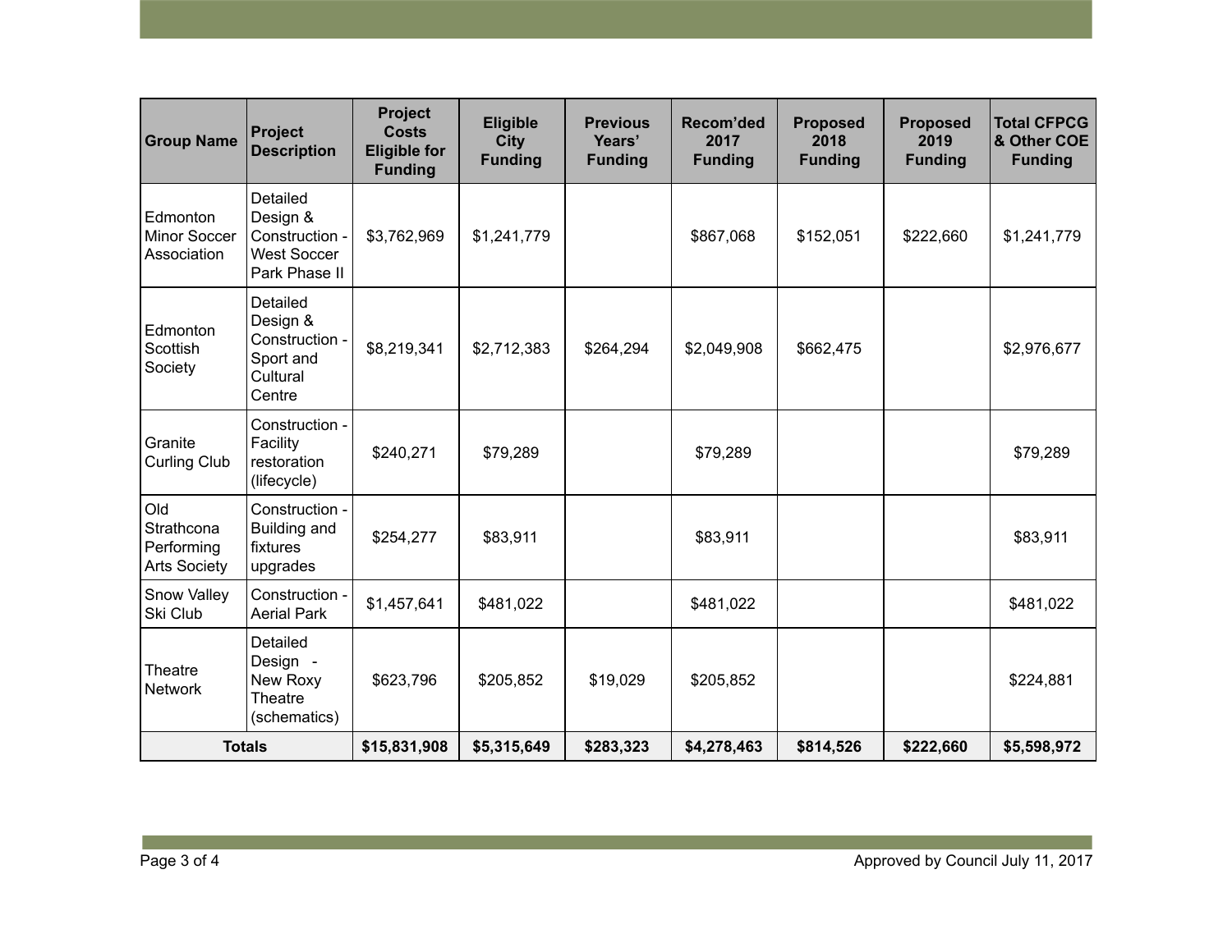| Group Name | Project Description | Project Costs Eligible for Funding | Eligible City Funding | Previous Years' Funding | Recom'ded 2017 Funding | Proposed 2018 Funding | Proposed 2019 Funding | Total CFPCG & Other COE Funding |
|---|---|---|---|---|---|---|---|---|
| Edmonton Minor Soccer Association | Detailed Design & Construction - West Soccer Park Phase II | $3,762,969 | $1,241,779 | | $867,068 | $152,051 | $222,660 | $1,241,779 |
| Edmonton Scottish Society | Detailed Design & Construction - Sport and Cultural Centre | $8,219,341 | $2,712,383 | $264,294 | $2,049,908 | $662,475 | | $2,976,677 |
| Granite Curling Club | Construction - Facility restoration (lifecycle) | $240,271 | $79,289 | | $79,289 | | | $79,289 |
| Old Strathcona Performing Arts Society | Construction - Building and fixtures upgrades | $254,277 | $83,911 | | $83,911 | | | $83,911 |
| Snow Valley Ski Club | Construction - Aerial Park | $1,457,641 | $481,022 | | $481,022 | | | $481,022 |
| Theatre Network | Detailed Design - New Roxy Theatre (schematics) | $623,796 | $205,852 | $19,029 | $205,852 | | | $224,881 |
| **Totals** | | **$15,831,908** | **$5,315,649** | **$283,323** | **$4,278,463** | **$814,526** | **$222,660** | **$5,598,972** |

Approved by Council July 11, 2017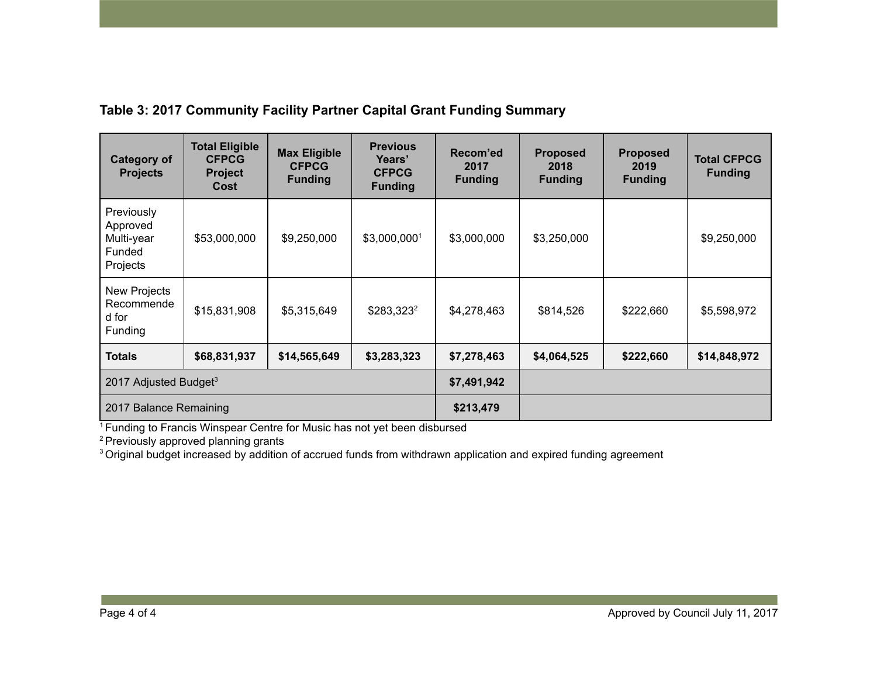**Table 3: 2017 Community Facility Partner Capital Grant Funding Summary**

| Category of Projects | Total Eligible CFPCG Project Cost | Max Eligible CFPCG Funding | Previous Years' CFPCG Funding | Recom'ed 2017 Funding | Proposed 2018 Funding | Proposed 2019 Funding | Total CFPCG Funding |
|---|---|---|---|---|---|---|---|
| Previously Approved Multi-year Funded Projects | $53,000,000 | $9,250,000 | $3,000,000[1] | $3,000,000 | $3,250,000 | | $9,250,000 |
| New Projects Recommended for Funding | $15,831,908 | $5,315,649 | $283,323[2] | $4,278,463 | $814,526 | $222,660 | $5,598,972 |
| **Totals** | **$68,831,937** | **$14,565,649** | **$3,283,323** | **$7,278,463** | **$4,064,525** | **$222,660** | **$14,848,972** |
| 2017 Adjusted Budget[3] | | | | **$7,491,942** | | | |
| 2017 Balance Remaining | | | | **$213,479** | | | |

[1] Funding to Francis Winspear Centre for Music has not yet been disbursed
[2] Previously approved planning grants
[3] Original budget increased by addition of accrued funds from withdrawn application and expired funding agreement

Approved by Council July 11, 2017